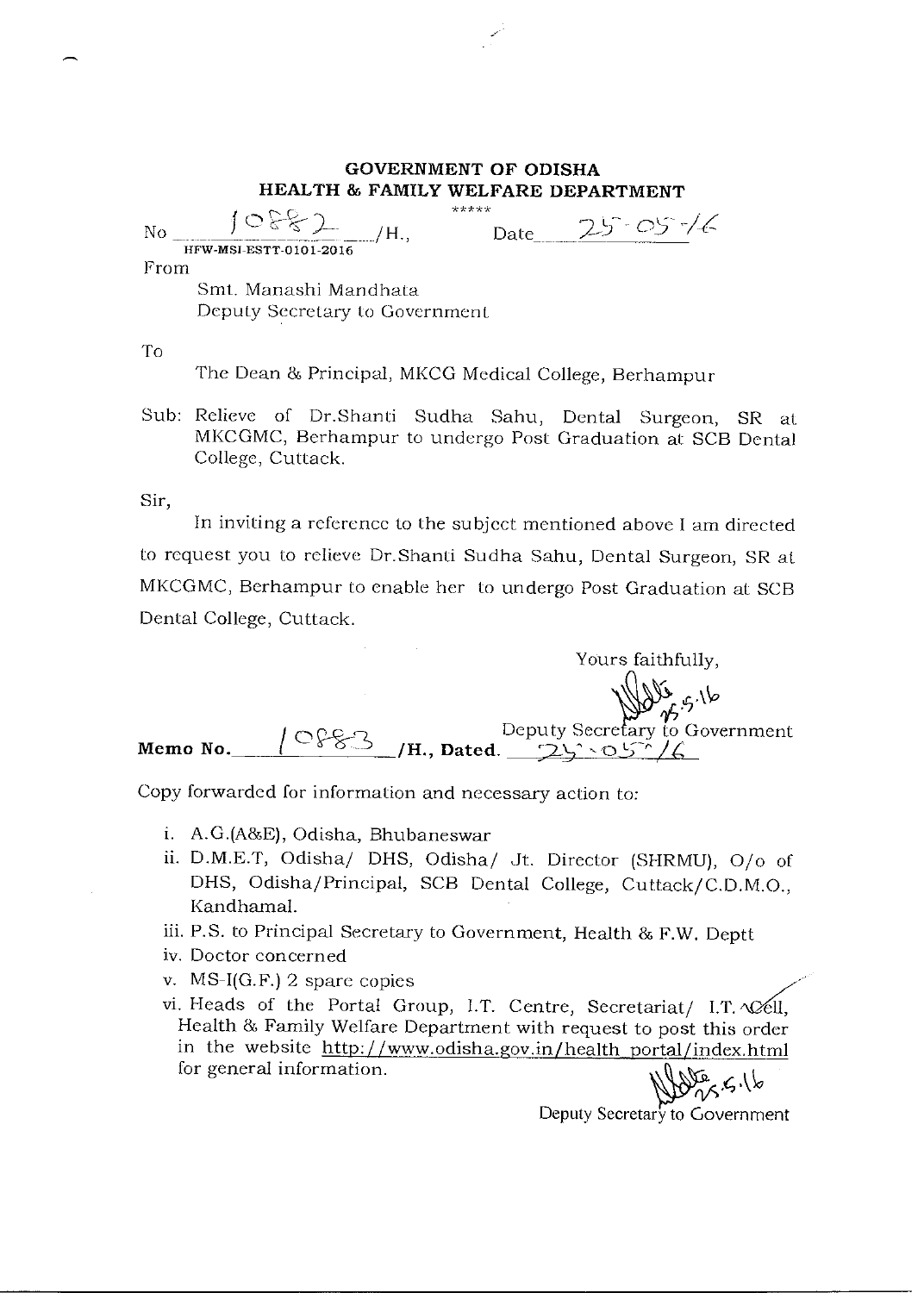**GOVERNMENT OF ODISHA**
**HEALTH & FAMILY WELFARE DEPARTMENT**

\*\*\*\*\*

No 10882 /H., Date 25-05-16
HFW-MSI-ESTT-0101-2016

From

Smt. Manashi Mandhata
Deputy Secretary to Government

To

The Dean & Principal, MKCG Medical College, Berhampur

Sub: Relieve of Dr.Shanti Sudha Sahu, Dental Surgeon, SR at MKCGMC, Berhampur to undergo Post Graduation at SCB Dental College, Cuttack.

Sir,

In inviting a reference to the subject mentioned above I am directed to request you to relieve Dr.Shanti Sudha Sahu, Dental Surgeon, SR at MKCGMC, Berhampur to enable her to undergo Post Graduation at SCB Dental College, Cuttack.

Yours faithfully,

25.5.16

Deputy Secretary to Government

**Memo No.** 10883 **/H., Dated.** 25-05-16

Copy forwarded for information and necessary action to:

i. A.G.(A&E), Odisha, Bhubaneswar
ii. D.M.E.T, Odisha/ DHS, Odisha/ Jt. Director (SHRMU), O/o of DHS, Odisha/Principal, SCB Dental College, Cuttack/C.D.M.O., Kandhamal.
iii. P.S. to Principal Secretary to Government, Health & F.W. Deptt
iv. Doctor concerned
v. MS-I(G.F.) 2 spare copies
vi. Heads of the Portal Group, I.T. Centre, Secretariat/ I.T. Cell, Health & Family Welfare Department with request to post this order in the website http://www.odisha.gov.in/health_portal/index.html for general information.

25.5.16

Deputy Secretary to Government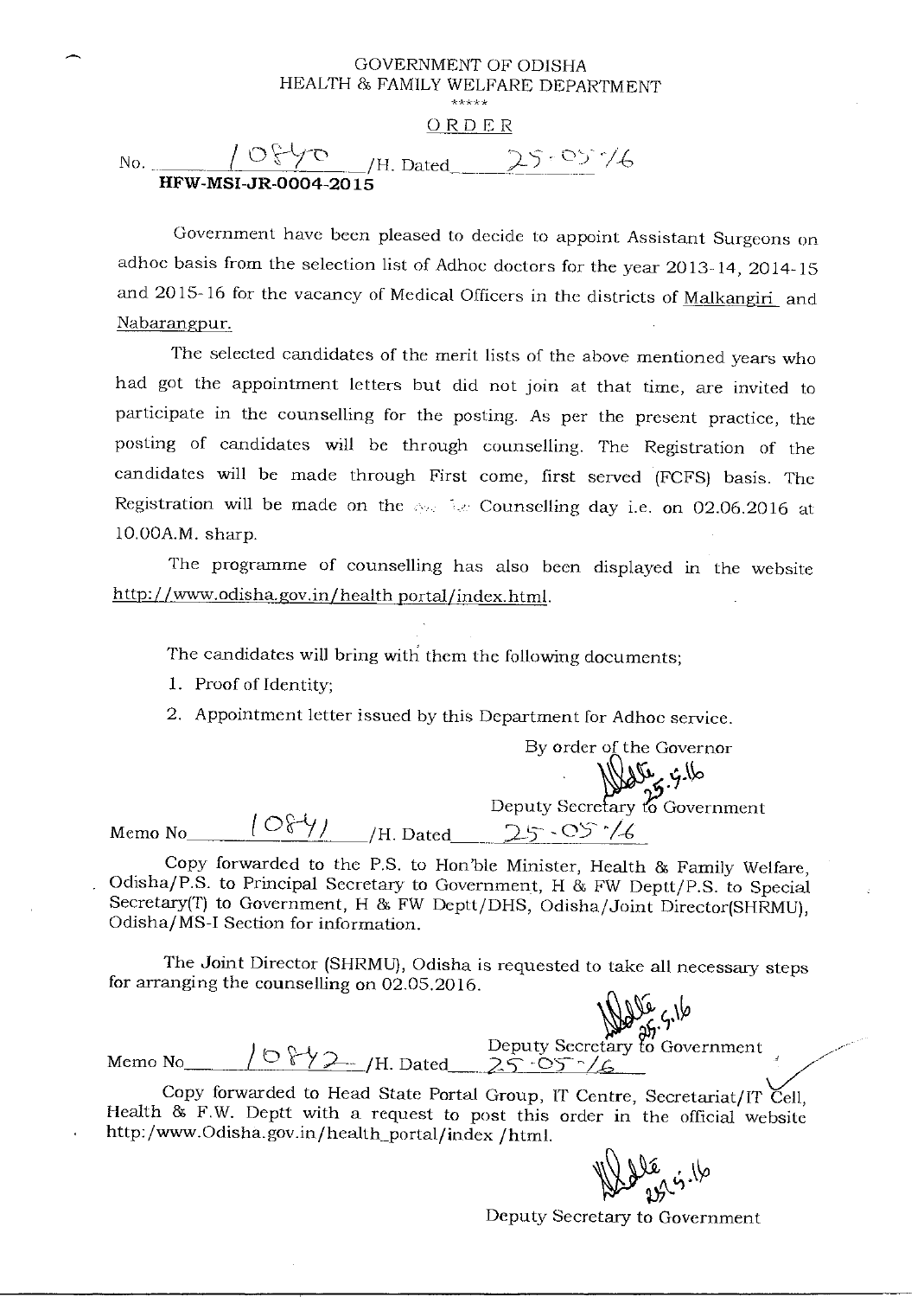GOVERNMENT OF ODISHA
HEALTH & FAMILY WELFARE DEPARTMENT
*****

ORDER

No. 10840 /H. Dated 25.05.16
**HFW-MSI-JR-0004-2015**

Government have been pleased to decide to appoint Assistant Surgeons on adhoc basis from the selection list of Adhoc doctors for the year 2013-14, 2014-15 and 2015-16 for the vacancy of Medical Officers in the districts of Malkangiri and Nabarangpur.

The selected candidates of the merit lists of the above mentioned years who had got the appointment letters but did not join at that time, are invited to participate in the counselling for the posting. As per the present practice, the posting of candidates will be through counselling. The Registration of the candidates will be made through First come, first served (FCFS) basis. The Registration will be made on the Counselling day i.e. on 02.06.2016 at 10.00A.M. sharp.

The programme of counselling has also been displayed in the website http://www.odisha.gov.in/health portal/index.html.

The candidates will bring with them the following documents;

1. Proof of Identity;
2. Appointment letter issued by this Department for Adhoc service.

By order of the Governor

25.5.16

Deputy Secretary to Government

Memo No 10841 /H. Dated 25.05.16

Copy forwarded to the P.S. to Hon'ble Minister, Health & Family Welfare, Odisha/P.S. to Principal Secretary to Government, H & FW Deptt/P.S. to Special Secretary(T) to Government, H & FW Deptt/DHS, Odisha/Joint Director(SHRMU), Odisha/MS-I Section for information.

The Joint Director (SHRMU), Odisha is requested to take all necessary steps for arranging the counselling on 02.05.2016.

25.5.16

Deputy Secretary to Government

Memo No 10842 /H. Dated 25.05.16

Copy forwarded to Head State Portal Group, IT Centre, Secretariat/IT Cell, Health & F.W. Deptt with a request to post this order in the official website http:/www.Odisha.gov.in/health_portal/index /html.

25.5.16

Deputy Secretary to Government